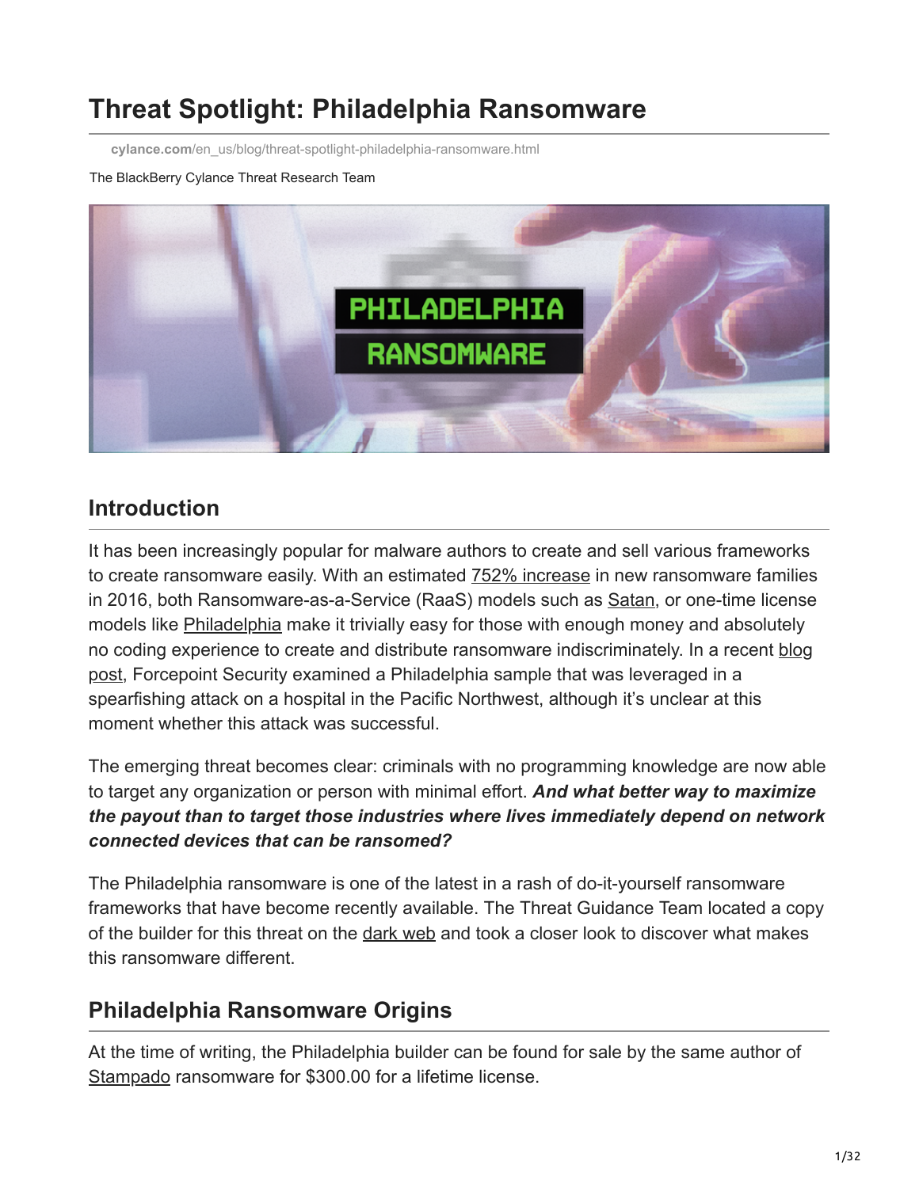# Threat Spotlight: Philadelphia Ransomware

cylance.com/en_us/blog/threat-spotlight-philadelphia-ransomware.html

The BlackBerry Cylance Threat Research Team

## Introduction

It has been increasingly popular for malware authors to create and sell various frameworks to create ransomware easily. With an estimated 752% increase in new ransomware families in 2016, both Ransomware-as-a-Service (RaaS) models such as Satan, or one-time license models like Philadelphia make it trivially easy for those with enough money and absolutely no coding experience to create and distribute ransomware indiscriminately. In a recent blog post, Forcepoint Security examined a Philadelphia sample that was leveraged in a spearfishing attack on a hospital in the Pacific Northwest, although it's unclear at this moment whether this attack was successful.

The emerging threat becomes clear: criminals with no programming knowledge are now able to target any organization or person with minimal effort. ***And what better way to maximize the payout than to target those industries where lives immediately depend on network connected devices that can be ransomed?***

The Philadelphia ransomware is one of the latest in a rash of do-it-yourself ransomware frameworks that have become recently available. The Threat Guidance Team located a copy of the builder for this threat on the dark web and took a closer look to discover what makes this ransomware different.

## Philadelphia Ransomware Origins

At the time of writing, the Philadelphia builder can be found for sale by the same author of Stampado ransomware for $300.00 for a lifetime license.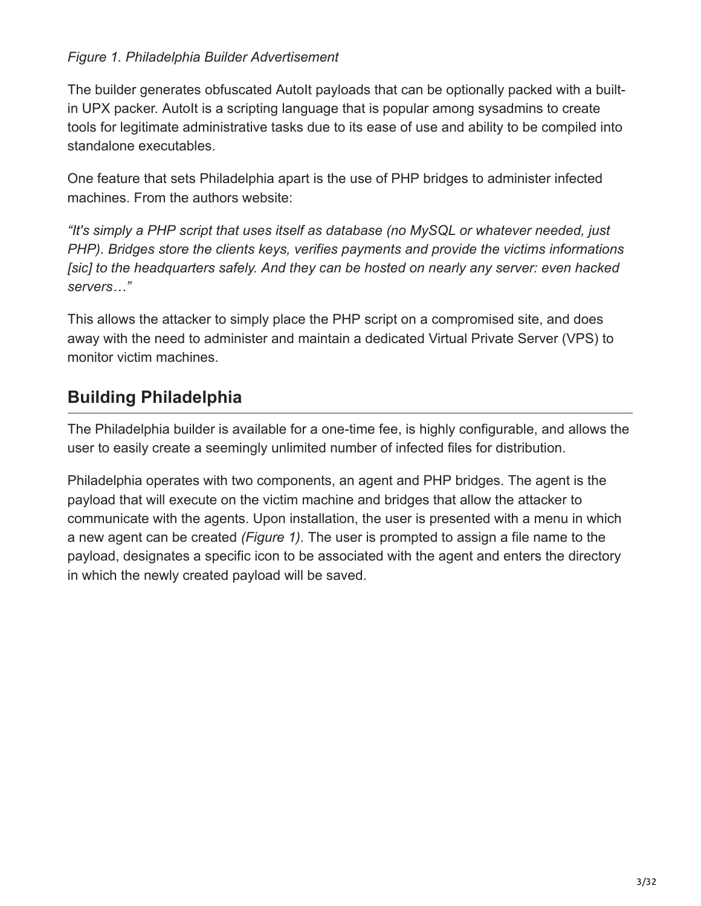*Figure 1. Philadelphia Builder Advertisement*

The builder generates obfuscated AutoIt payloads that can be optionally packed with a built-in UPX packer. AutoIt is a scripting language that is popular among sysadmins to create tools for legitimate administrative tasks due to its ease of use and ability to be compiled into standalone executables.

One feature that sets Philadelphia apart is the use of PHP bridges to administer infected machines. From the authors website:

*"It's simply a PHP script that uses itself as database (no MySQL or whatever needed, just PHP). Bridges store the clients keys, verifies payments and provide the victims informations [sic] to the headquarters safely. And they can be hosted on nearly any server: even hacked servers…"*

This allows the attacker to simply place the PHP script on a compromised site, and does away with the need to administer and maintain a dedicated Virtual Private Server (VPS) to monitor victim machines.

## Building Philadelphia

The Philadelphia builder is available for a one-time fee, is highly configurable, and allows the user to easily create a seemingly unlimited number of infected files for distribution.

Philadelphia operates with two components, an agent and PHP bridges. The agent is the payload that will execute on the victim machine and bridges that allow the attacker to communicate with the agents. Upon installation, the user is presented with a menu in which a new agent can be created *(Figure 1).* The user is prompted to assign a file name to the payload, designates a specific icon to be associated with the agent and enters the directory in which the newly created payload will be saved.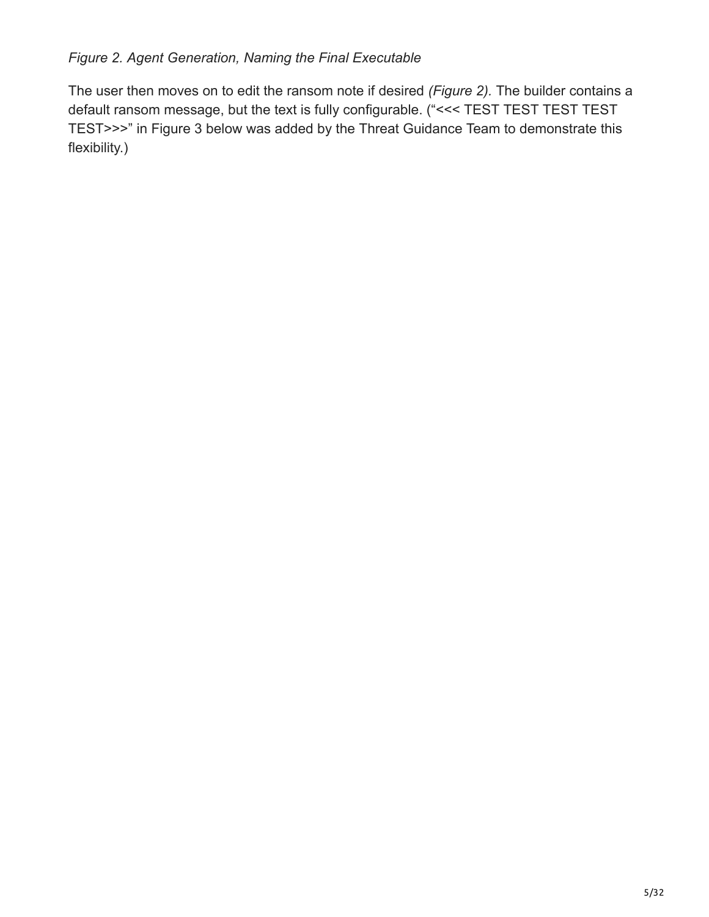*Figure 2. Agent Generation, Naming the Final Executable*

The user then moves on to edit the ransom note if desired *(Figure 2).* The builder contains a default ransom message, but the text is fully configurable. ("<<< TEST TEST TEST TEST TEST>>>" in Figure 3 below was added by the Threat Guidance Team to demonstrate this flexibility.)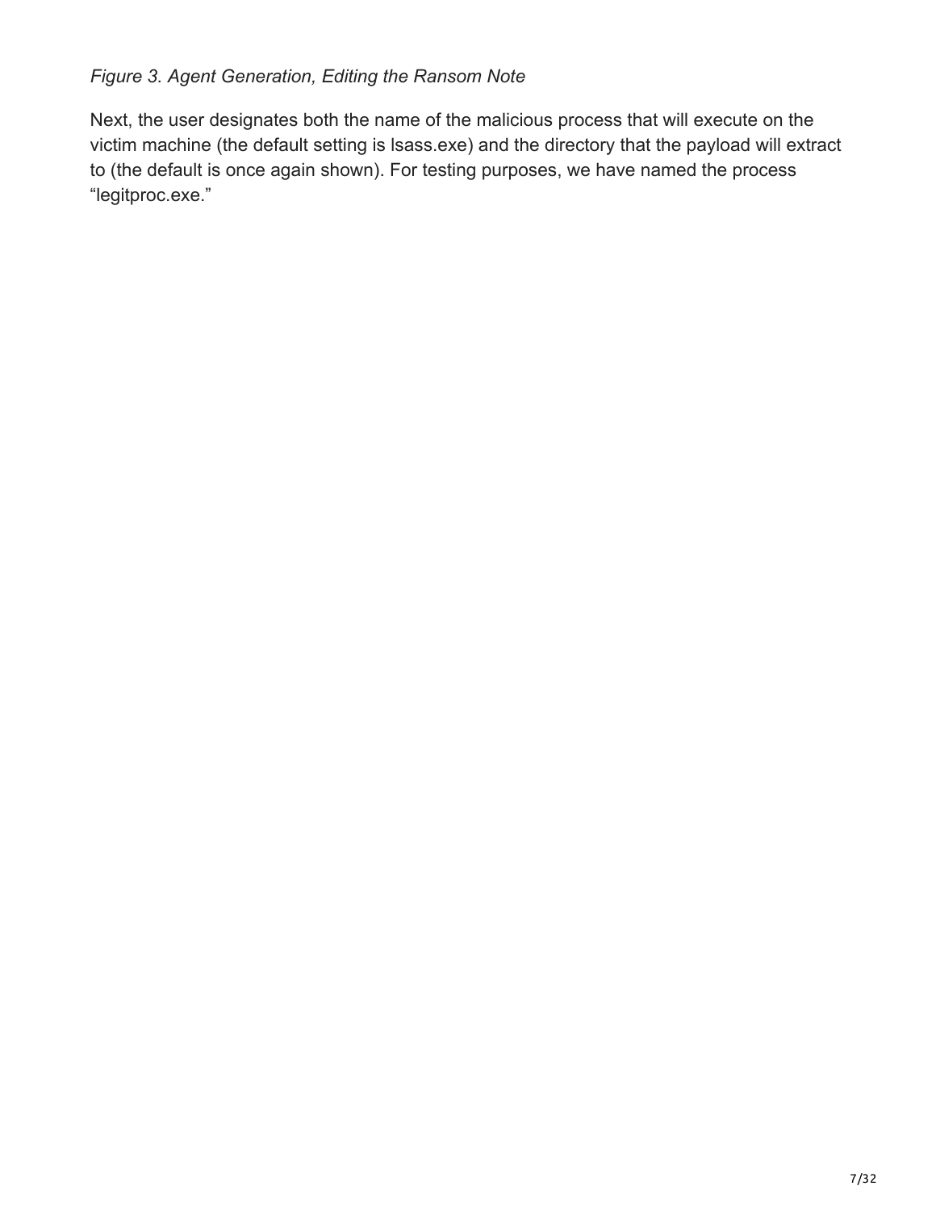*Figure 3. Agent Generation, Editing the Ransom Note*

Next, the user designates both the name of the malicious process that will execute on the victim machine (the default setting is lsass.exe) and the directory that the payload will extract to (the default is once again shown). For testing purposes, we have named the process “legitproc.exe.”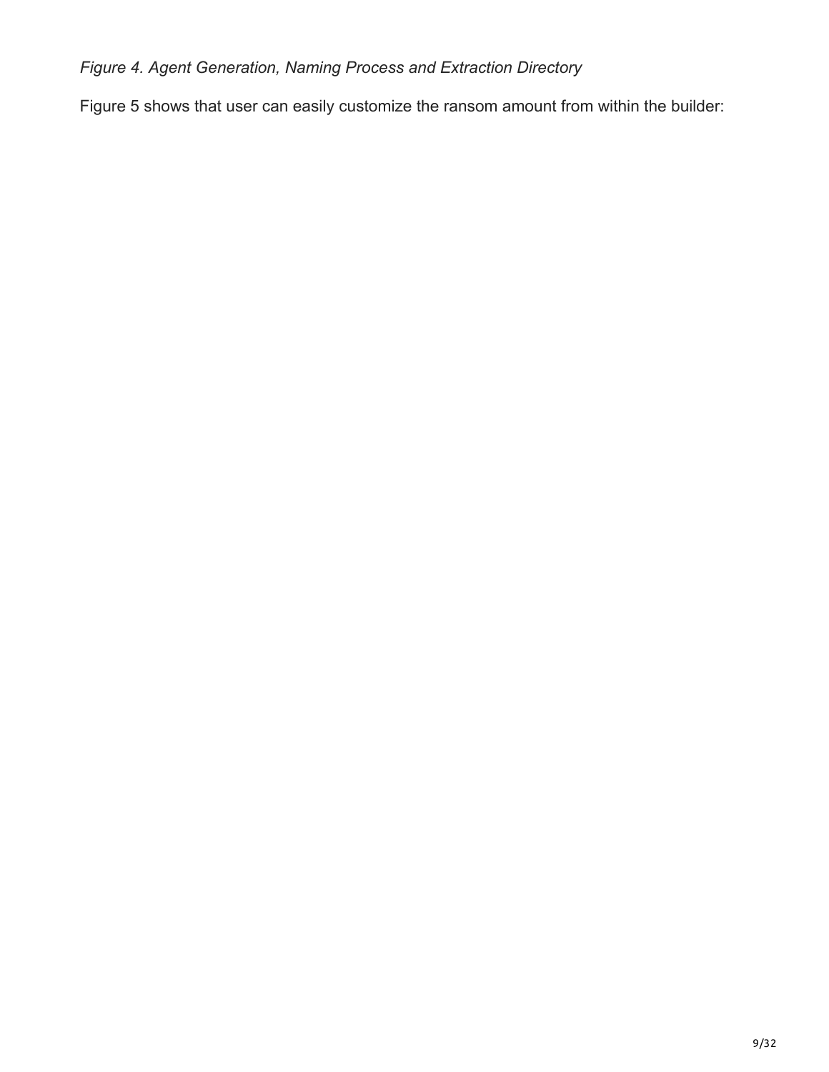*Figure 4. Agent Generation, Naming Process and Extraction Directory*

Figure 5 shows that user can easily customize the ransom amount from within the builder: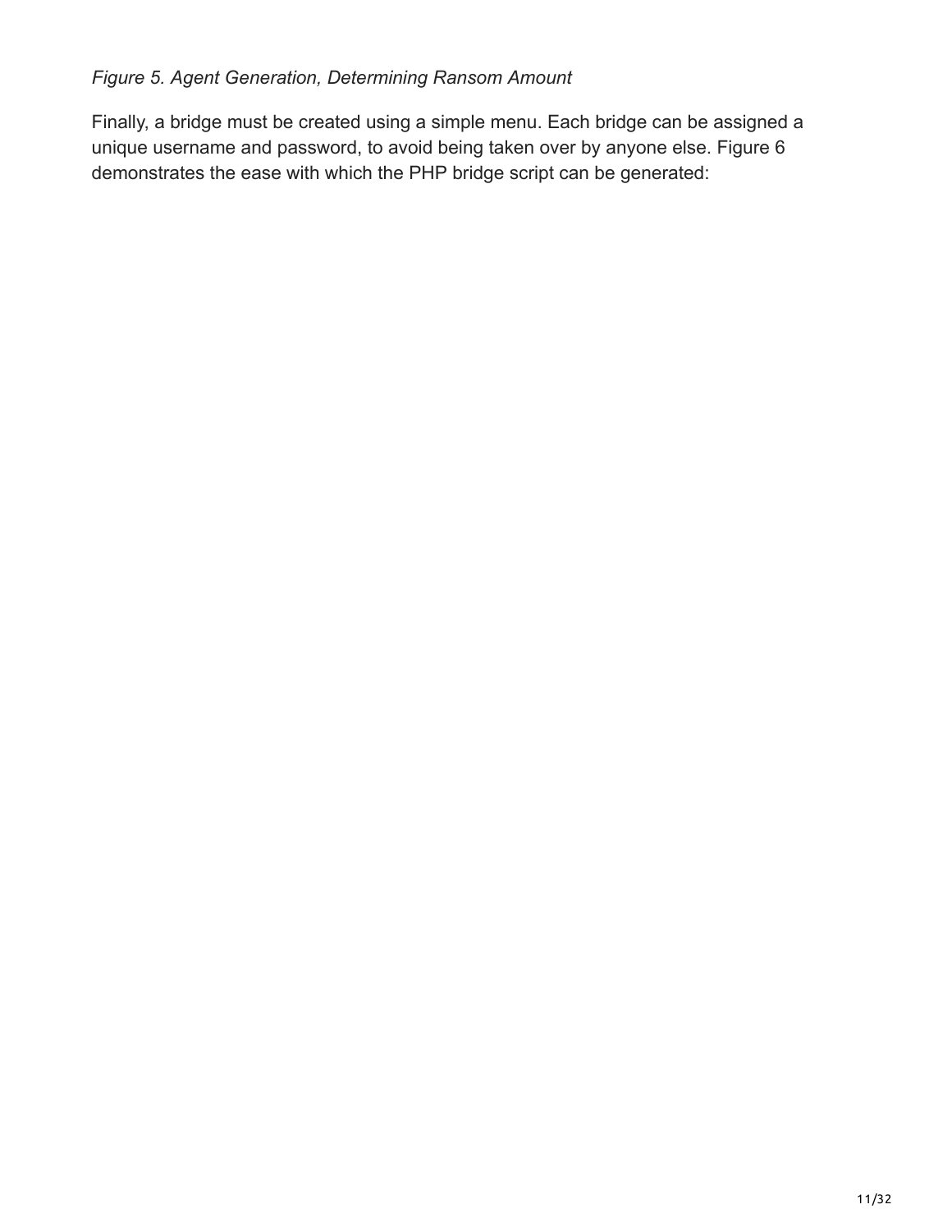*Figure 5. Agent Generation, Determining Ransom Amount*

Finally, a bridge must be created using a simple menu. Each bridge can be assigned a unique username and password, to avoid being taken over by anyone else. Figure 6 demonstrates the ease with which the PHP bridge script can be generated: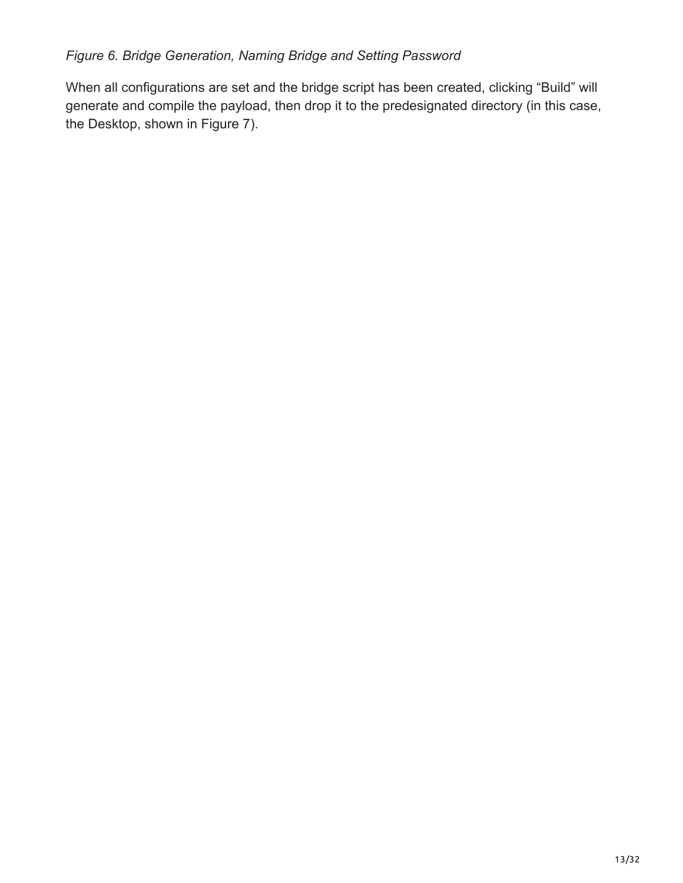*Figure 6. Bridge Generation, Naming Bridge and Setting Password*

When all configurations are set and the bridge script has been created, clicking “Build” will generate and compile the payload, then drop it to the predesignated directory (in this case, the Desktop, shown in Figure 7).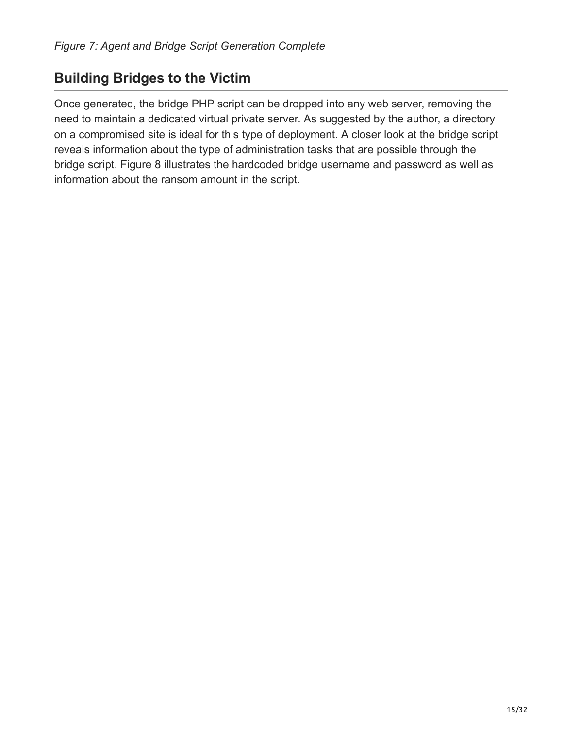*Figure 7: Agent and Bridge Script Generation Complete*

## Building Bridges to the Victim

Once generated, the bridge PHP script can be dropped into any web server, removing the need to maintain a dedicated virtual private server. As suggested by the author, a directory on a compromised site is ideal for this type of deployment. A closer look at the bridge script reveals information about the type of administration tasks that are possible through the bridge script. Figure 8 illustrates the hardcoded bridge username and password as well as information about the ransom amount in the script.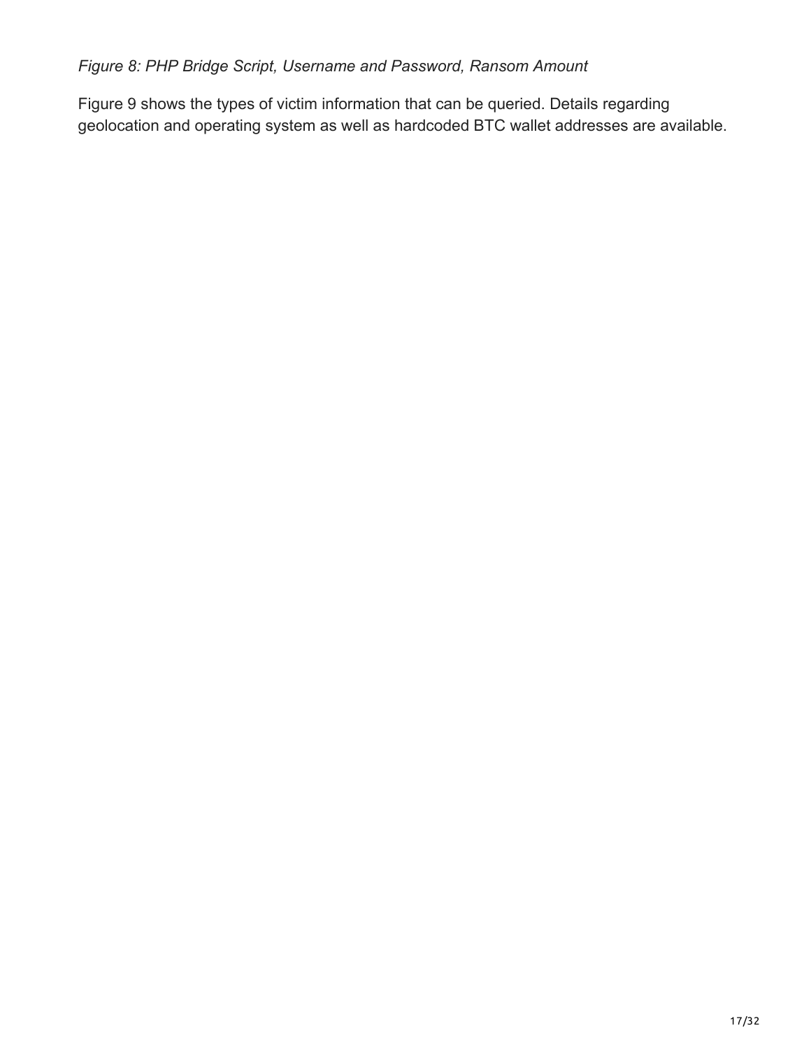*Figure 8: PHP Bridge Script, Username and Password, Ransom Amount*

Figure 9 shows the types of victim information that can be queried. Details regarding geolocation and operating system as well as hardcoded BTC wallet addresses are available.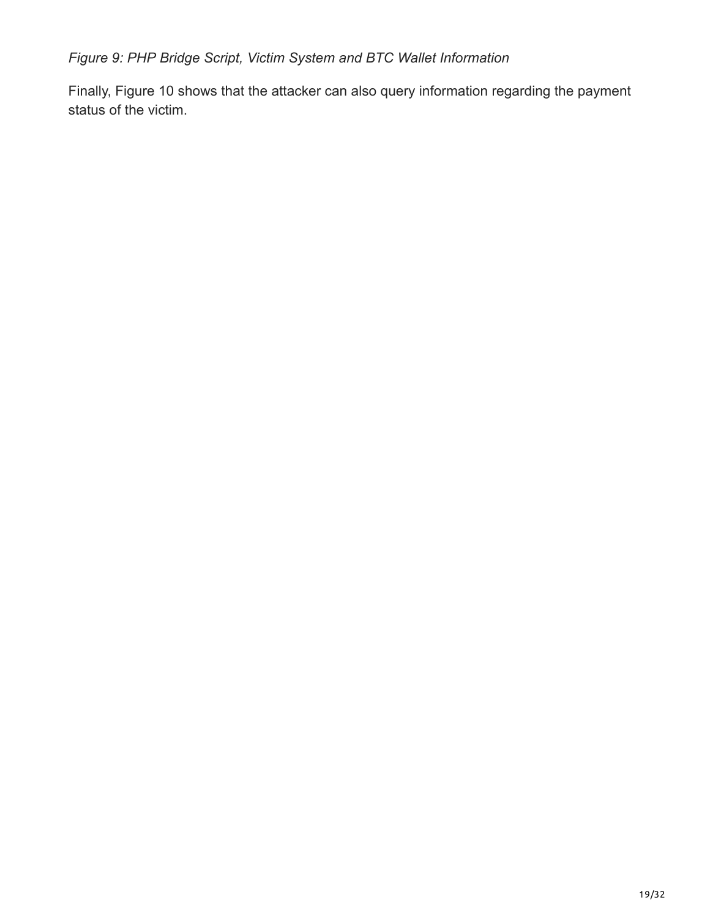*Figure 9: PHP Bridge Script, Victim System and BTC Wallet Information*

Finally, Figure 10 shows that the attacker can also query information regarding the payment status of the victim.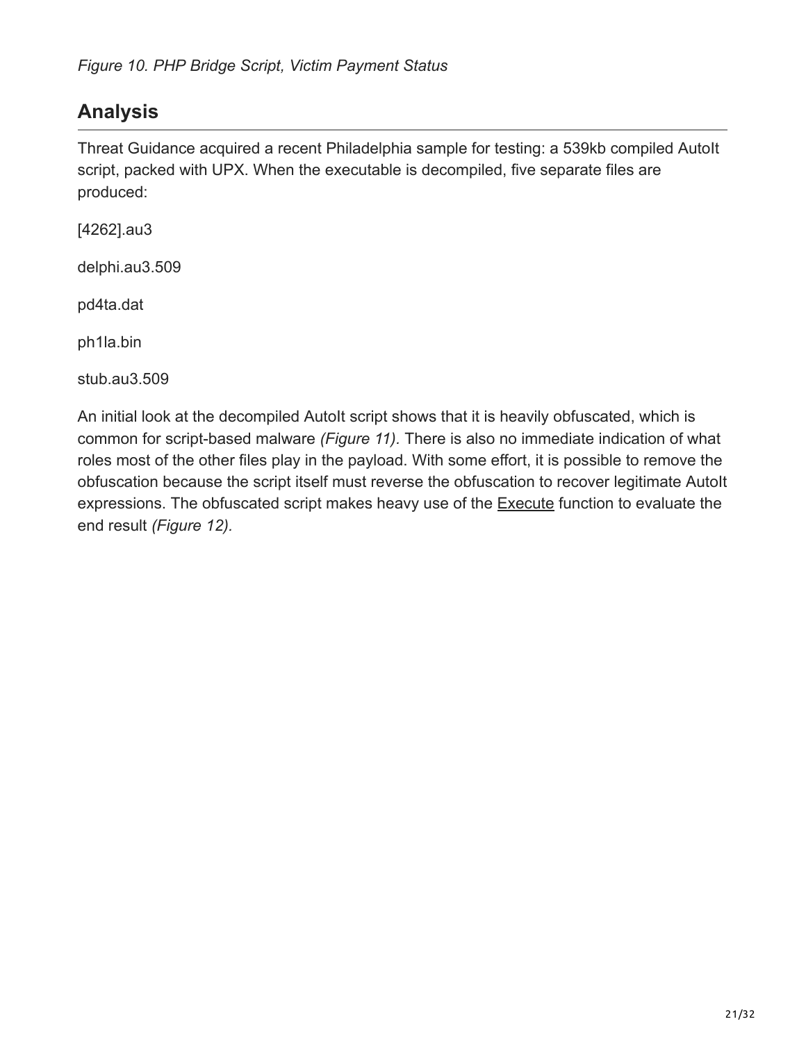*Figure 10. PHP Bridge Script, Victim Payment Status*

## Analysis

Threat Guidance acquired a recent Philadelphia sample for testing: a 539kb compiled AutoIt script, packed with UPX. When the executable is decompiled, five separate files are produced:

[4262].au3

delphi.au3.509

pd4ta.dat

ph1la.bin

stub.au3.509

An initial look at the decompiled AutoIt script shows that it is heavily obfuscated, which is common for script-based malware *(Figure 11).* There is also no immediate indication of what roles most of the other files play in the payload. With some effort, it is possible to remove the obfuscation because the script itself must reverse the obfuscation to recover legitimate AutoIt expressions. The obfuscated script makes heavy use of the Execute function to evaluate the end result *(Figure 12).*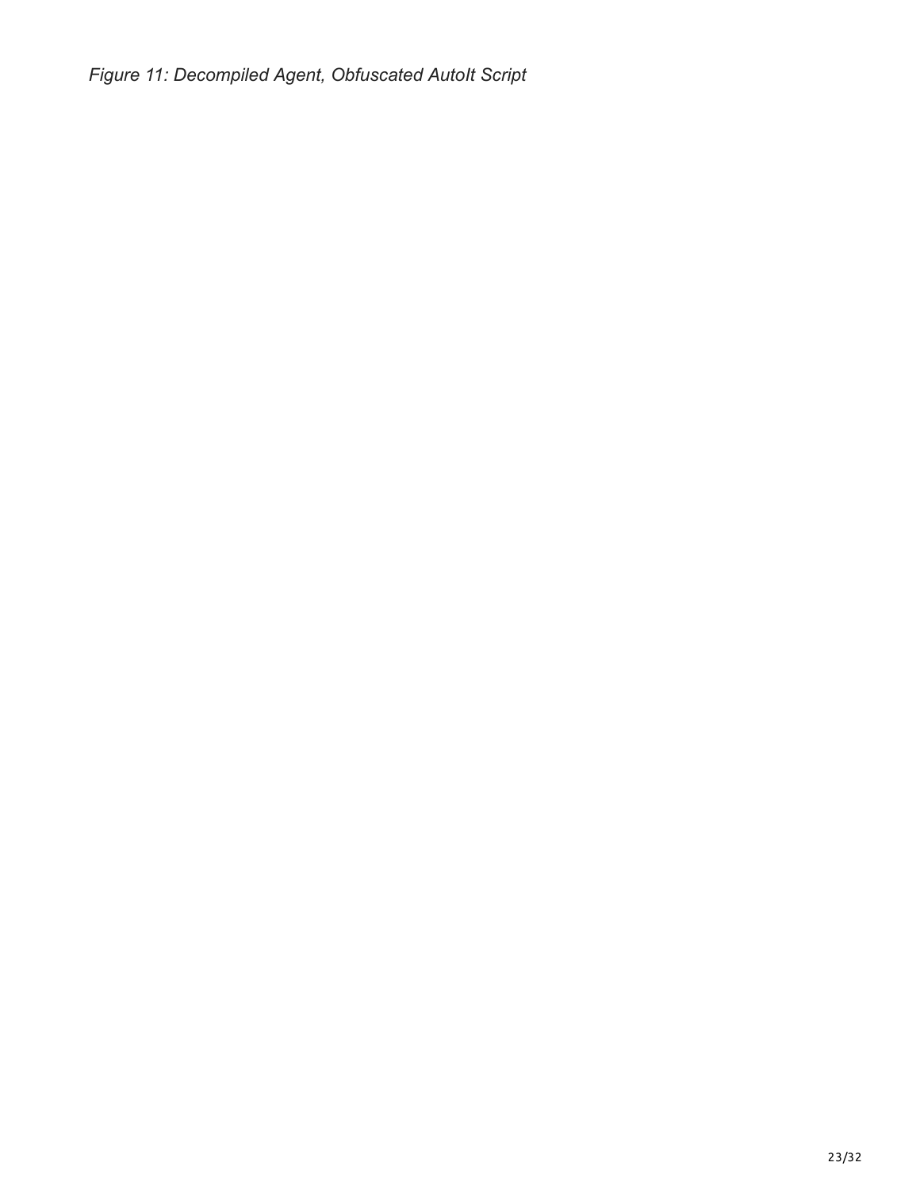*Figure 11: Decompiled Agent, Obfuscated AutoIt Script*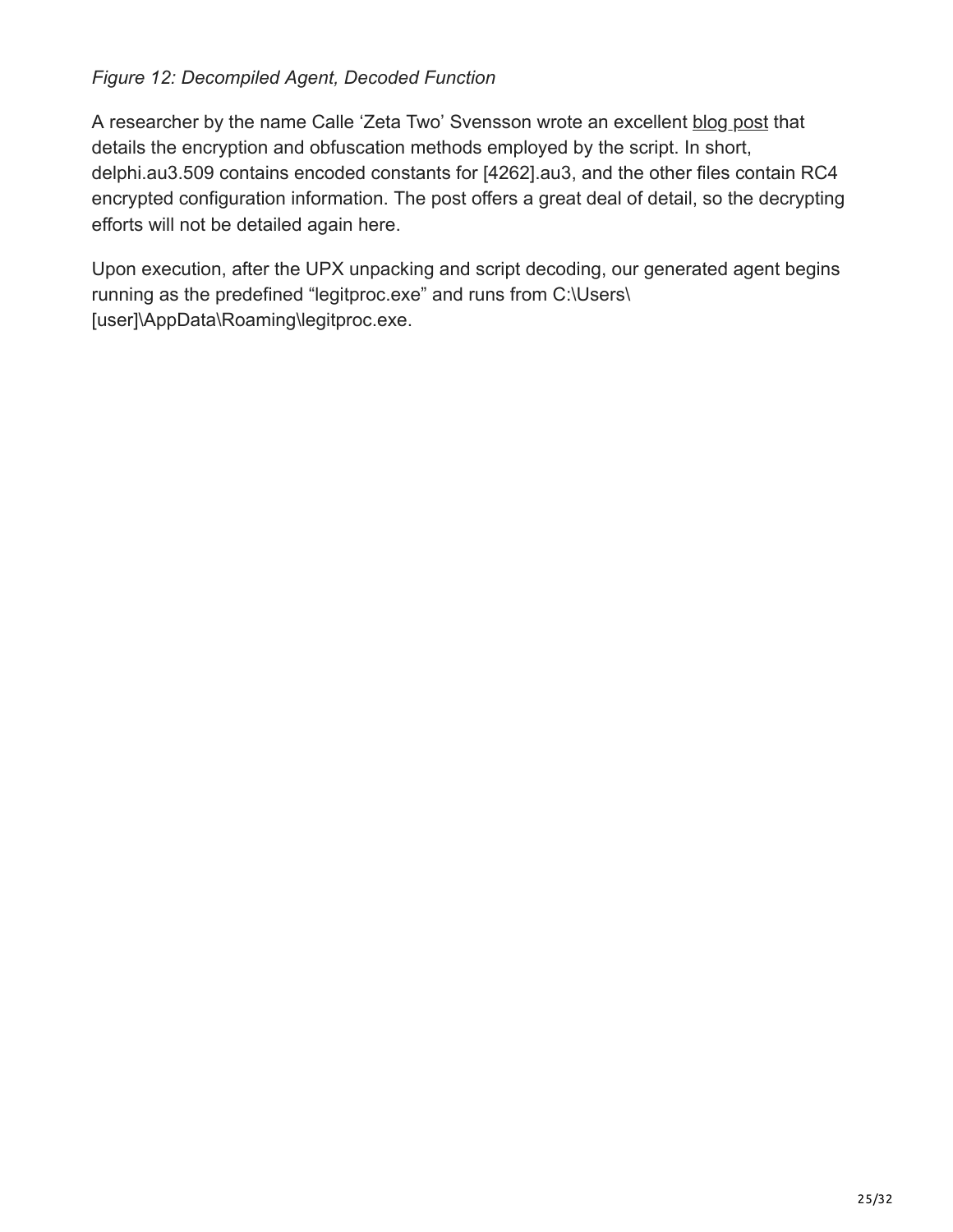*Figure 12: Decompiled Agent, Decoded Function*

A researcher by the name Calle 'Zeta Two' Svensson wrote an excellent blog post that details the encryption and obfuscation methods employed by the script. In short, delphi.au3.509 contains encoded constants for [4262].au3, and the other files contain RC4 encrypted configuration information. The post offers a great deal of detail, so the decrypting efforts will not be detailed again here.

Upon execution, after the UPX unpacking and script decoding, our generated agent begins running as the predefined "legitproc.exe" and runs from C:\Users\[user]\AppData\Roaming\legitproc.exe.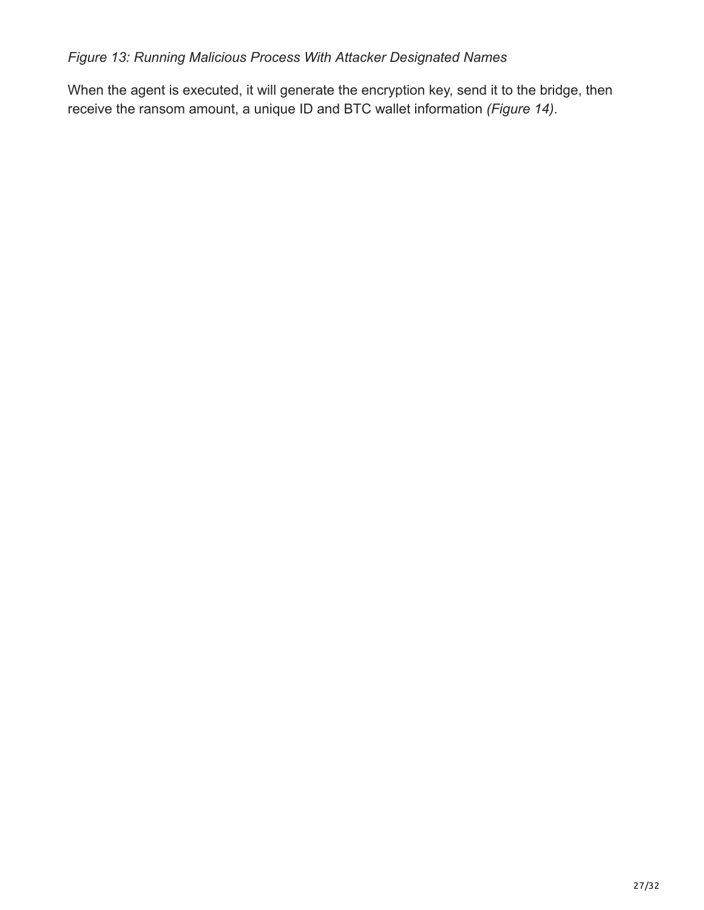*Figure 13: Running Malicious Process With Attacker Designated Names*

When the agent is executed, it will generate the encryption key, send it to the bridge, then receive the ransom amount, a unique ID and BTC wallet information *(Figure 14)*.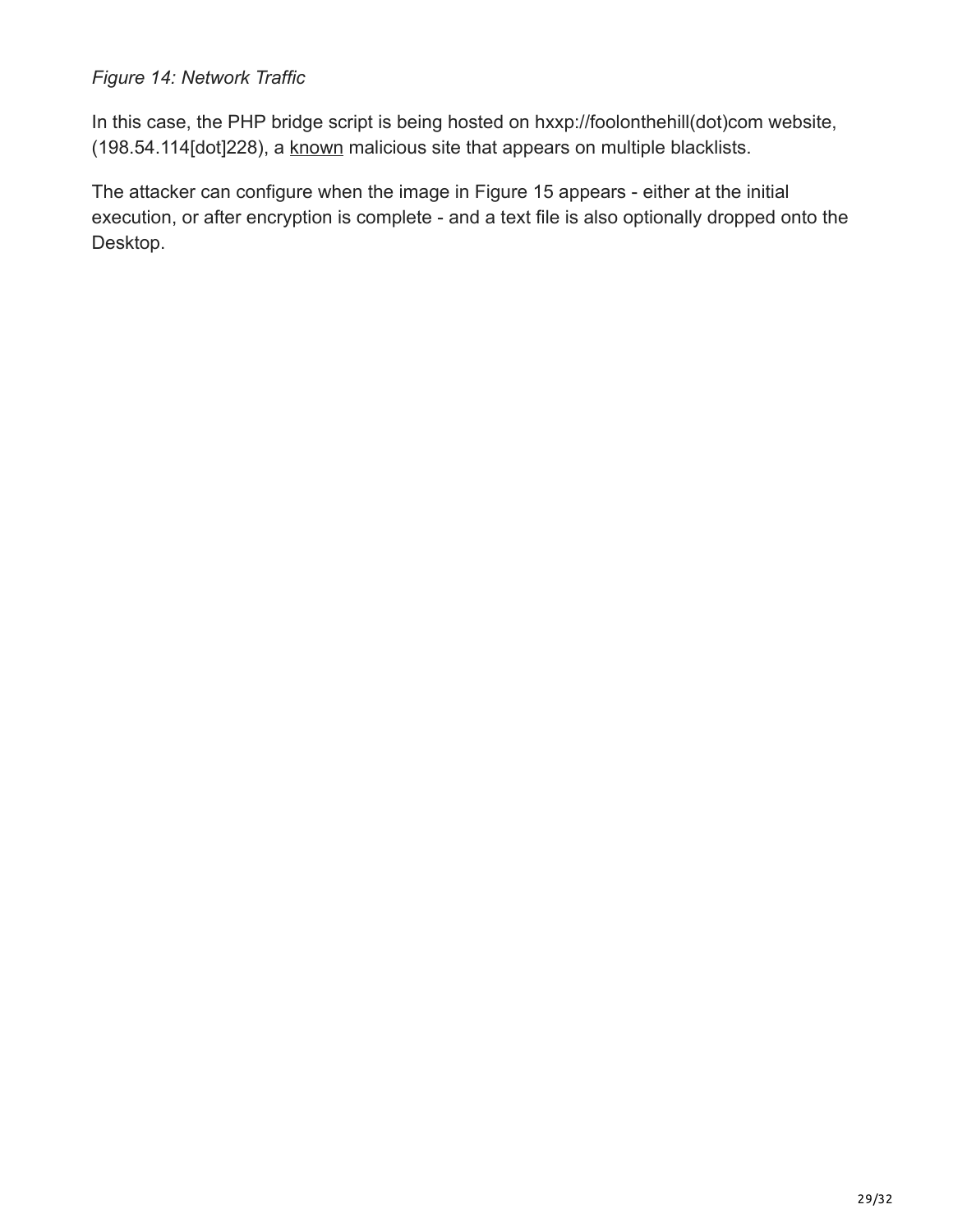*Figure 14: Network Traffic*

In this case, the PHP bridge script is being hosted on hxxp://foolonthehill(dot)com website, (198.54.114[dot]228), a known malicious site that appears on multiple blacklists.

The attacker can configure when the image in Figure 15 appears - either at the initial execution, or after encryption is complete - and a text file is also optionally dropped onto the Desktop.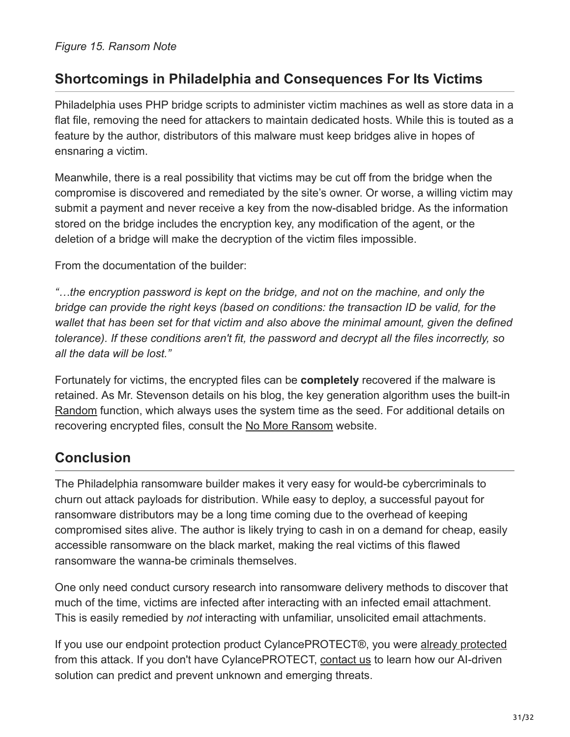*Figure 15. Ransom Note*

## Shortcomings in Philadelphia and Consequences For Its Victims

Philadelphia uses PHP bridge scripts to administer victim machines as well as store data in a flat file, removing the need for attackers to maintain dedicated hosts. While this is touted as a feature by the author, distributors of this malware must keep bridges alive in hopes of ensnaring a victim.

Meanwhile, there is a real possibility that victims may be cut off from the bridge when the compromise is discovered and remediated by the site's owner. Or worse, a willing victim may submit a payment and never receive a key from the now-disabled bridge. As the information stored on the bridge includes the encryption key, any modification of the agent, or the deletion of a bridge will make the decryption of the victim files impossible.

From the documentation of the builder:

*"…the encryption password is kept on the bridge, and not on the machine, and only the bridge can provide the right keys (based on conditions: the transaction ID be valid, for the wallet that has been set for that victim and also above the minimal amount, given the defined tolerance). If these conditions aren't fit, the password and decrypt all the files incorrectly, so all the data will be lost."*

Fortunately for victims, the encrypted files can be **completely** recovered if the malware is retained. As Mr. Stevenson details on his blog, the key generation algorithm uses the built-in Random function, which always uses the system time as the seed. For additional details on recovering encrypted files, consult the No More Ransom website.

## Conclusion

The Philadelphia ransomware builder makes it very easy for would-be cybercriminals to churn out attack payloads for distribution. While easy to deploy, a successful payout for ransomware distributors may be a long time coming due to the overhead of keeping compromised sites alive. The author is likely trying to cash in on a demand for cheap, easily accessible ransomware on the black market, making the real victims of this flawed ransomware the wanna-be criminals themselves.

One only need conduct cursory research into ransomware delivery methods to discover that much of the time, victims are infected after interacting with an infected email attachment. This is easily remedied by *not* interacting with unfamiliar, unsolicited email attachments.

If you use our endpoint protection product CylancePROTECT®, you were already protected from this attack. If you don't have CylancePROTECT, contact us to learn how our AI-driven solution can predict and prevent unknown and emerging threats.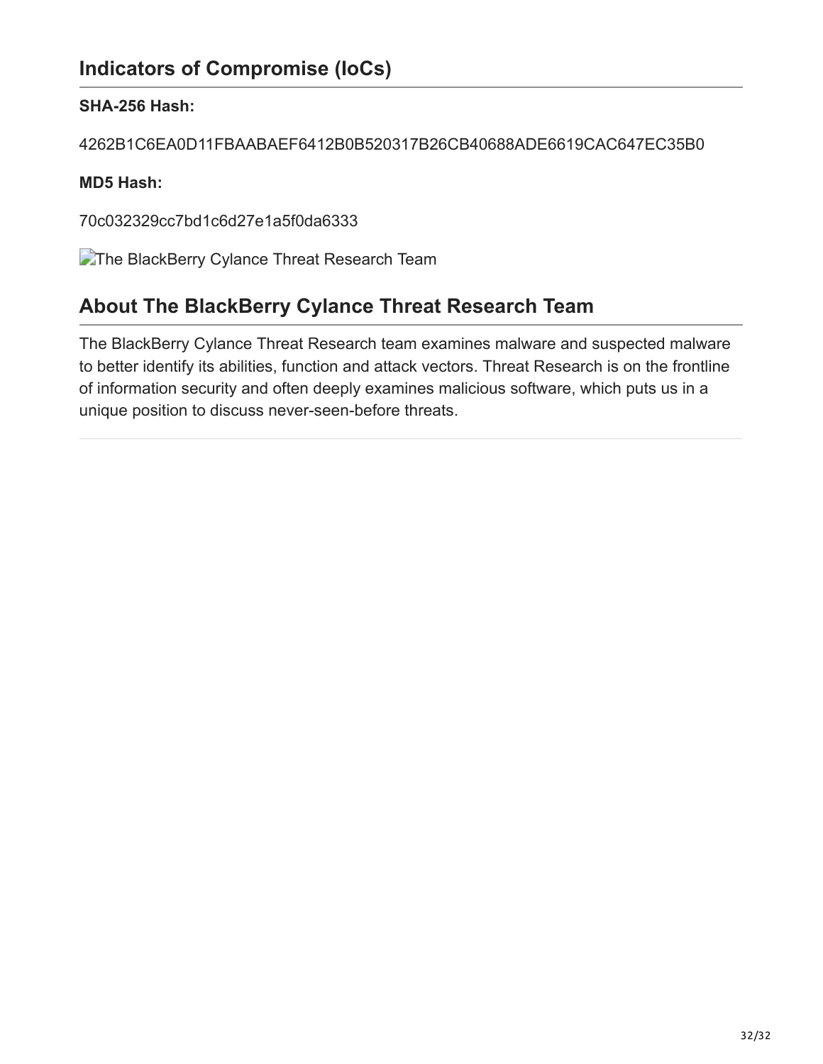## Indicators of Compromise (IoCs)

**SHA-256 Hash:**

4262B1C6EA0D11FBAABAEF6412B0B520317B26CB40688ADE6619CAC647EC35B0

**MD5 Hash:**

70c032329cc7bd1c6d27e1a5f0da6333

The BlackBerry Cylance Threat Research Team

## About The BlackBerry Cylance Threat Research Team

The BlackBerry Cylance Threat Research team examines malware and suspected malware to better identify its abilities, function and attack vectors. Threat Research is on the frontline of information security and often deeply examines malicious software, which puts us in a unique position to discuss never-seen-before threats.